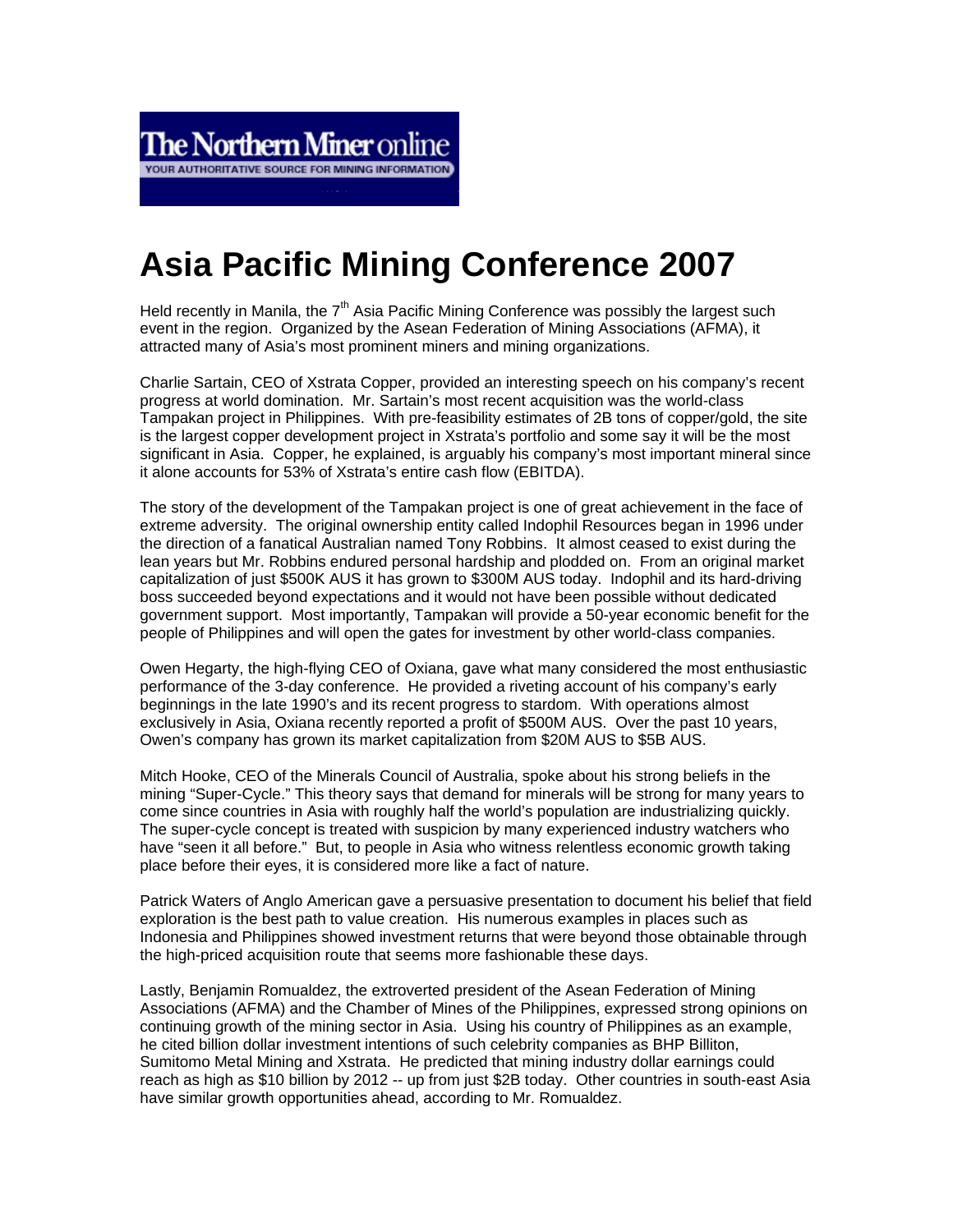The Northern Miner online

YOUR AUTHORITATIVE SOURCE FOR MINING INFORMATION

# Asia Pacific Mining Conference 2007

Held recently in Manila, the 7th Asia Pacific Mining Conference was possibly the largest such event in the region. Organized by the Asean Federation of Mining Associations (AFMA), it attracted many of Asia's most prominent miners and mining organizations.

Charlie Sartain, CEO of Xstrata Copper, provided an interesting speech on his company's recent progress at world domination. Mr. Sartain's most recent acquisition was the world-class Tampakan project in Philippines. With pre-feasibility estimates of 2B tons of copper/gold, the site is the largest copper development project in Xstrata's portfolio and some say it will be the most significant in Asia. Copper, he explained, is arguably his company's most important mineral since it alone accounts for 53% of Xstrata's entire cash flow (EBITDA).

The story of the development of the Tampakan project is one of great achievement in the face of extreme adversity. The original ownership entity called Indophil Resources began in 1996 under the direction of a fanatical Australian named Tony Robbins. It almost ceased to exist during the lean years but Mr. Robbins endured personal hardship and plodded on. From an original market capitalization of just $500K AUS it has grown to $300M AUS today. Indophil and its hard-driving boss succeeded beyond expectations and it would not have been possible without dedicated government support. Most importantly, Tampakan will provide a 50-year economic benefit for the people of Philippines and will open the gates for investment by other world-class companies.

Owen Hegarty, the high-flying CEO of Oxiana, gave what many considered the most enthusiastic performance of the 3-day conference. He provided a riveting account of his company's early beginnings in the late 1990's and its recent progress to stardom. With operations almost exclusively in Asia, Oxiana recently reported a profit of $500M AUS. Over the past 10 years, Owen's company has grown its market capitalization from $20M AUS to $5B AUS.

Mitch Hooke, CEO of the Minerals Council of Australia, spoke about his strong beliefs in the mining "Super-Cycle." This theory says that demand for minerals will be strong for many years to come since countries in Asia with roughly half the world's population are industrializing quickly. The super-cycle concept is treated with suspicion by many experienced industry watchers who have "seen it all before." But, to people in Asia who witness relentless economic growth taking place before their eyes, it is considered more like a fact of nature.

Patrick Waters of Anglo American gave a persuasive presentation to document his belief that field exploration is the best path to value creation. His numerous examples in places such as Indonesia and Philippines showed investment returns that were beyond those obtainable through the high-priced acquisition route that seems more fashionable these days.

Lastly, Benjamin Romualdez, the extroverted president of the Asean Federation of Mining Associations (AFMA) and the Chamber of Mines of the Philippines, expressed strong opinions on continuing growth of the mining sector in Asia. Using his country of Philippines as an example, he cited billion dollar investment intentions of such celebrity companies as BHP Billiton, Sumitomo Metal Mining and Xstrata. He predicted that mining industry dollar earnings could reach as high as $10 billion by 2012 -- up from just $2B today. Other countries in south-east Asia have similar growth opportunities ahead, according to Mr. Romualdez.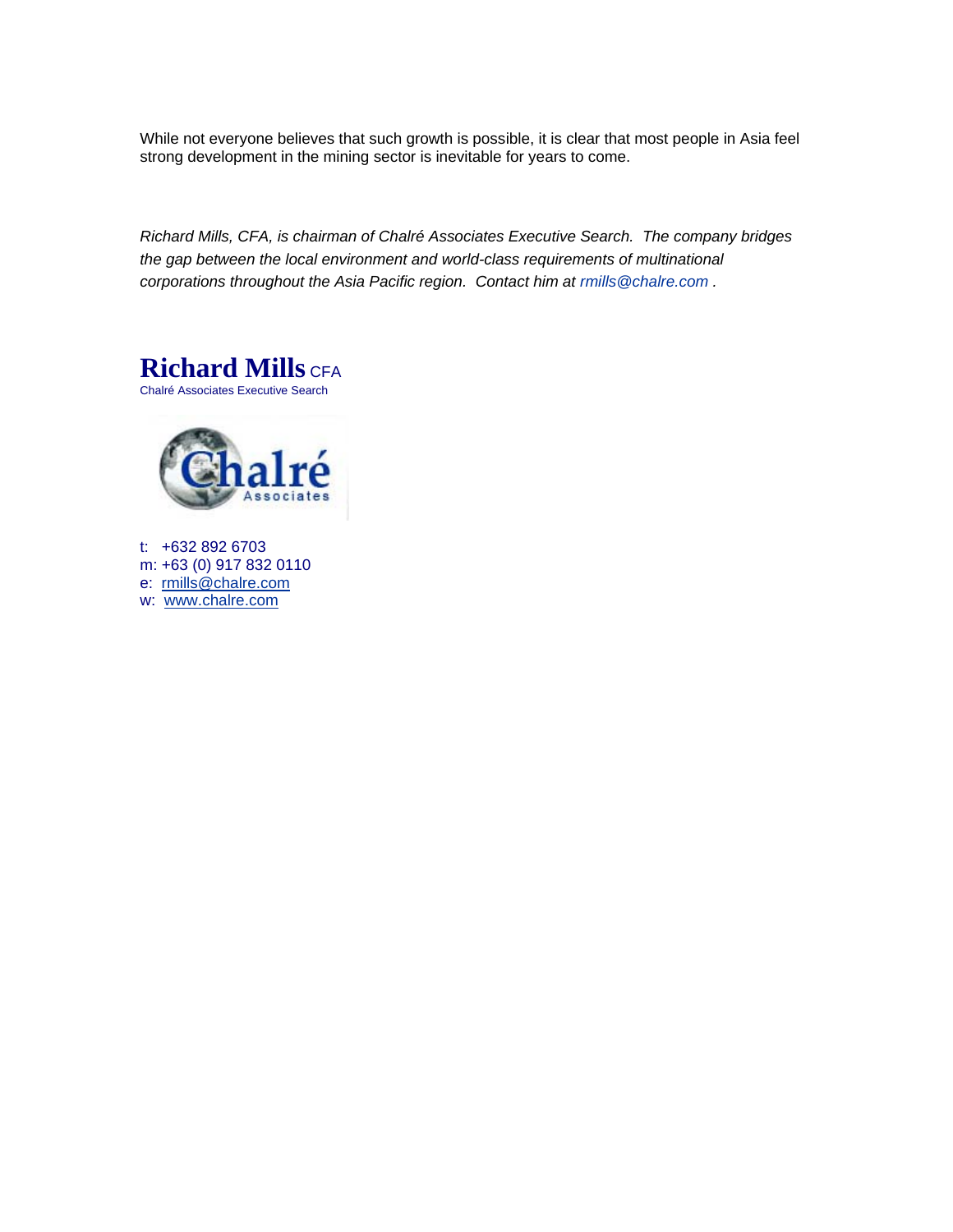While not everyone believes that such growth is possible, it is clear that most people in Asia feel strong development in the mining sector is inevitable for years to come.

*Richard Mills, CFA, is chairman of Chalré Associates Executive Search. The company bridges the gap between the local environment and world-class requirements of multinational corporations throughout the Asia Pacific region. Contact him at rmills@chalre.com .*

**Richard Mills** CFA
Chalré Associates Executive Search

Chalré Associates

t: +632 892 6703
m: +63 (0) 917 832 0110
e: rmills@chalre.com
w: www.chalre.com